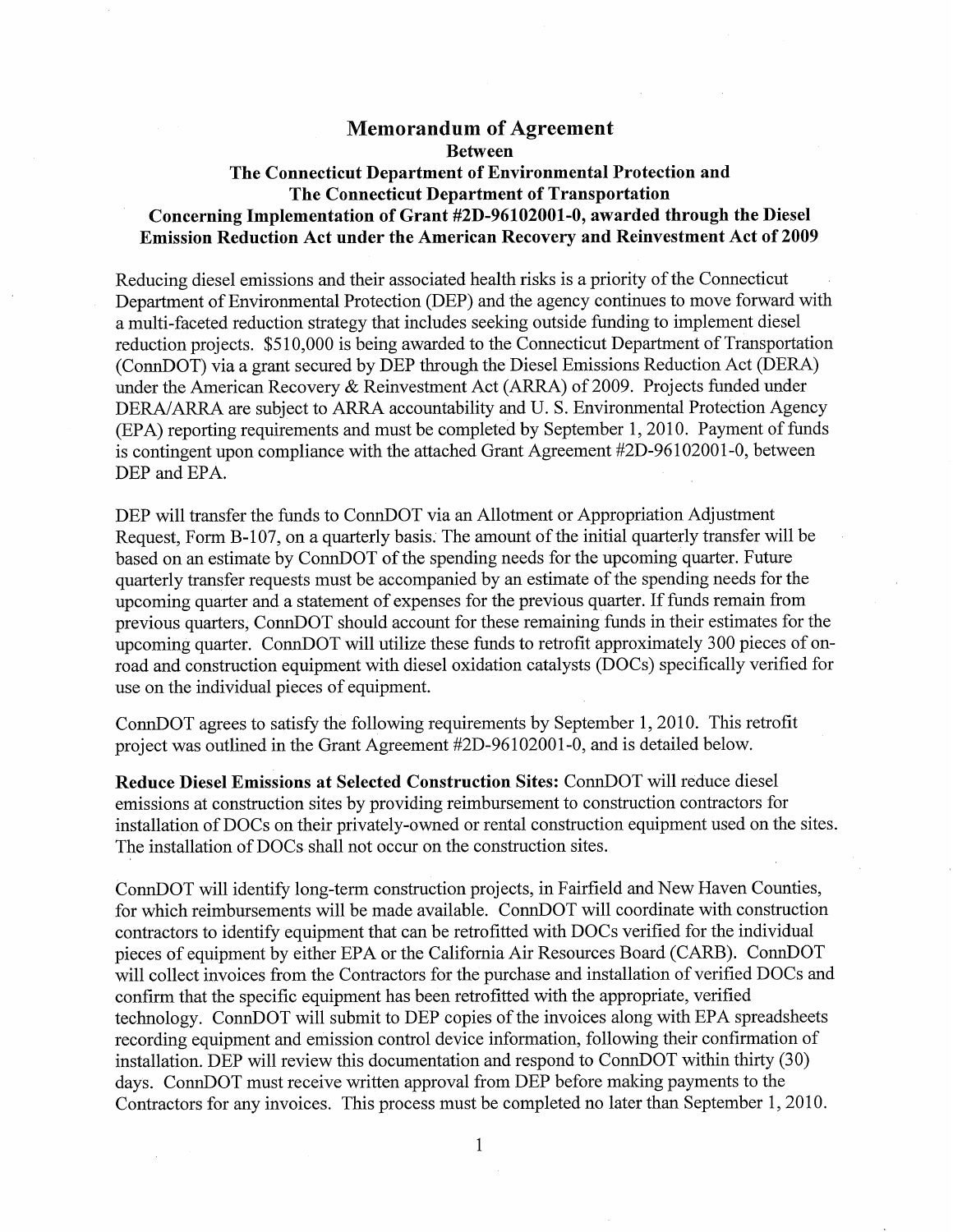# Memorandum of Agreement

## Between

## The Connecticut Department of Environmental Protection and The Connecticut Department of Transportation Concerning Implementation of Grant #2D-96102001-0, awarded through the Diesel Emission Reduction Act under the American Recovery and Reinvestment Act of 2009

Reducing diesel emissions and their associated health risks is a priority of the Connecticut Department of Environmental Protection (DEP) and the agency continues to move forward with a multi-faceted reduction strategy that includes seeking outside funding to implement diesel reduction projects. $510,000 is being awarded to the Connecticut Department of Transportation (ConnDOT) via a grant secured by DEP through the Diesel Emissions Reduction Act (DERA) under the American Recovery & Reinvestment Act (ARRA) of 2009. Projects funded under DERA/ARRA are subject to ARRA accountability and U. S. Environmental Protection Agency (EPA) reporting requirements and must be completed by September 1, 2010. Payment of funds is contingent upon compliance with the attached Grant Agreement #2D-96102001-0, between DEP and EPA.

DEP will transfer the funds to ConnDOT via an Allotment or Appropriation Adjustment Request, Form B-107, on a quarterly basis. The amount of the initial quarterly transfer will be based on an estimate by ConnDOT of the spending needs for the upcoming quarter. Future quarterly transfer requests must be accompanied by an estimate of the spending needs for the upcoming quarter and a statement of expenses for the previous quarter. If funds remain from previous quarters, ConnDOT should account for these remaining funds in their estimates for the upcoming quarter. ConnDOT will utilize these funds to retrofit approximately 300 pieces of on-road and construction equipment with diesel oxidation catalysts (DOCs) specifically verified for use on the individual pieces of equipment.

ConnDOT agrees to satisfy the following requirements by September 1, 2010. This retrofit project was outlined in the Grant Agreement #2D-96102001-0, and is detailed below.

**Reduce Diesel Emissions at Selected Construction Sites:** ConnDOT will reduce diesel emissions at construction sites by providing reimbursement to construction contractors for installation of DOCs on their privately-owned or rental construction equipment used on the sites. The installation of DOCs shall not occur on the construction sites.

ConnDOT will identify long-term construction projects, in Fairfield and New Haven Counties, for which reimbursements will be made available. ConnDOT will coordinate with construction contractors to identify equipment that can be retrofitted with DOCs verified for the individual pieces of equipment by either EPA or the California Air Resources Board (CARB). ConnDOT will collect invoices from the Contractors for the purchase and installation of verified DOCs and confirm that the specific equipment has been retrofitted with the appropriate, verified technology. ConnDOT will submit to DEP copies of the invoices along with EPA spreadsheets recording equipment and emission control device information, following their confirmation of installation. DEP will review this documentation and respond to ConnDOT within thirty (30) days. ConnDOT must receive written approval from DEP before making payments to the Contractors for any invoices. This process must be completed no later than September 1, 2010.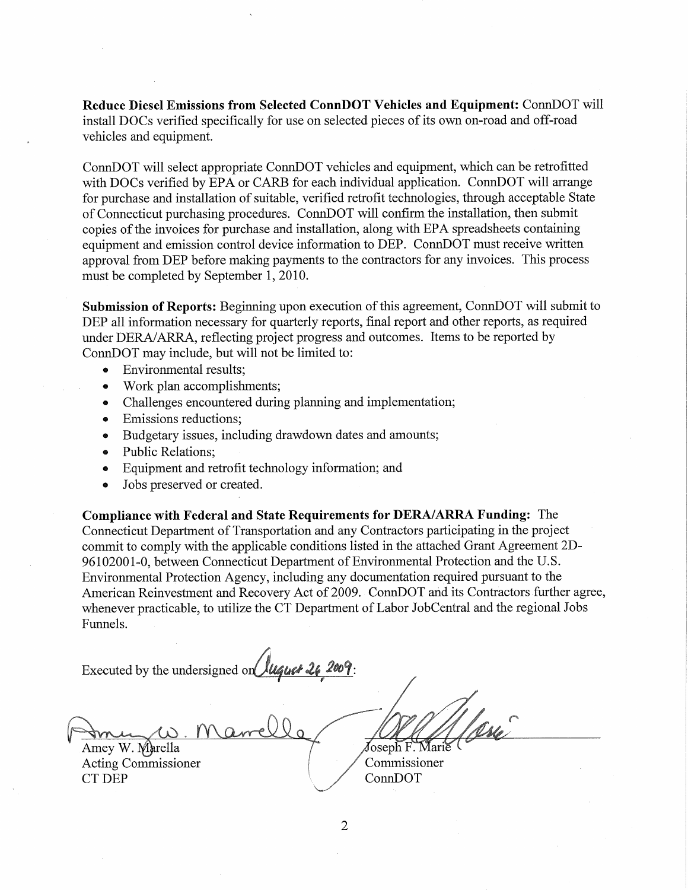**Reduce Diesel Emissions from Selected ConnDOT Vehicles and Equipment:** ConnDOT will install DOCs verified specifically for use on selected pieces of its own on-road and off-road vehicles and equipment.

ConnDOT will select appropriate ConnDOT vehicles and equipment, which can be retrofitted with DOCs verified by EPA or CARB for each individual application. ConnDOT will arrange for purchase and installation of suitable, verified retrofit technologies, through acceptable State of Connecticut purchasing procedures. ConnDOT will confirm the installation, then submit copies of the invoices for purchase and installation, along with EPA spreadsheets containing equipment and emission control device information to DEP. ConnDOT must receive written approval from DEP before making payments to the contractors for any invoices. This process must be completed by September 1, 2010.

**Submission of Reports:** Beginning upon execution of this agreement, ConnDOT will submit to DEP all information necessary for quarterly reports, final report and other reports, as required under DERA/ARRA, reflecting project progress and outcomes. Items to be reported by ConnDOT may include, but will not be limited to:

- Environmental results;
- Work plan accomplishments;
- Challenges encountered during planning and implementation;
- Emissions reductions;
- Budgetary issues, including drawdown dates and amounts;
- Public Relations;
- Equipment and retrofit technology information; and
- Jobs preserved or created.

**Compliance with Federal and State Requirements for DERA/ARRA Funding:** The Connecticut Department of Transportation and any Contractors participating in the project commit to comply with the applicable conditions listed in the attached Grant Agreement 2D-96102001-0, between Connecticut Department of Environmental Protection and the U.S. Environmental Protection Agency, including any documentation required pursuant to the American Reinvestment and Recovery Act of 2009. ConnDOT and its Contractors further agree, whenever practicable, to utilize the CT Department of Labor JobCentral and the regional Jobs Funnels.

Executed by the undersigned on August 26, 2009:

Amey W. Marella
Acting Commissioner
CT DEP

Joseph F. Marie
Commissioner
ConnDOT